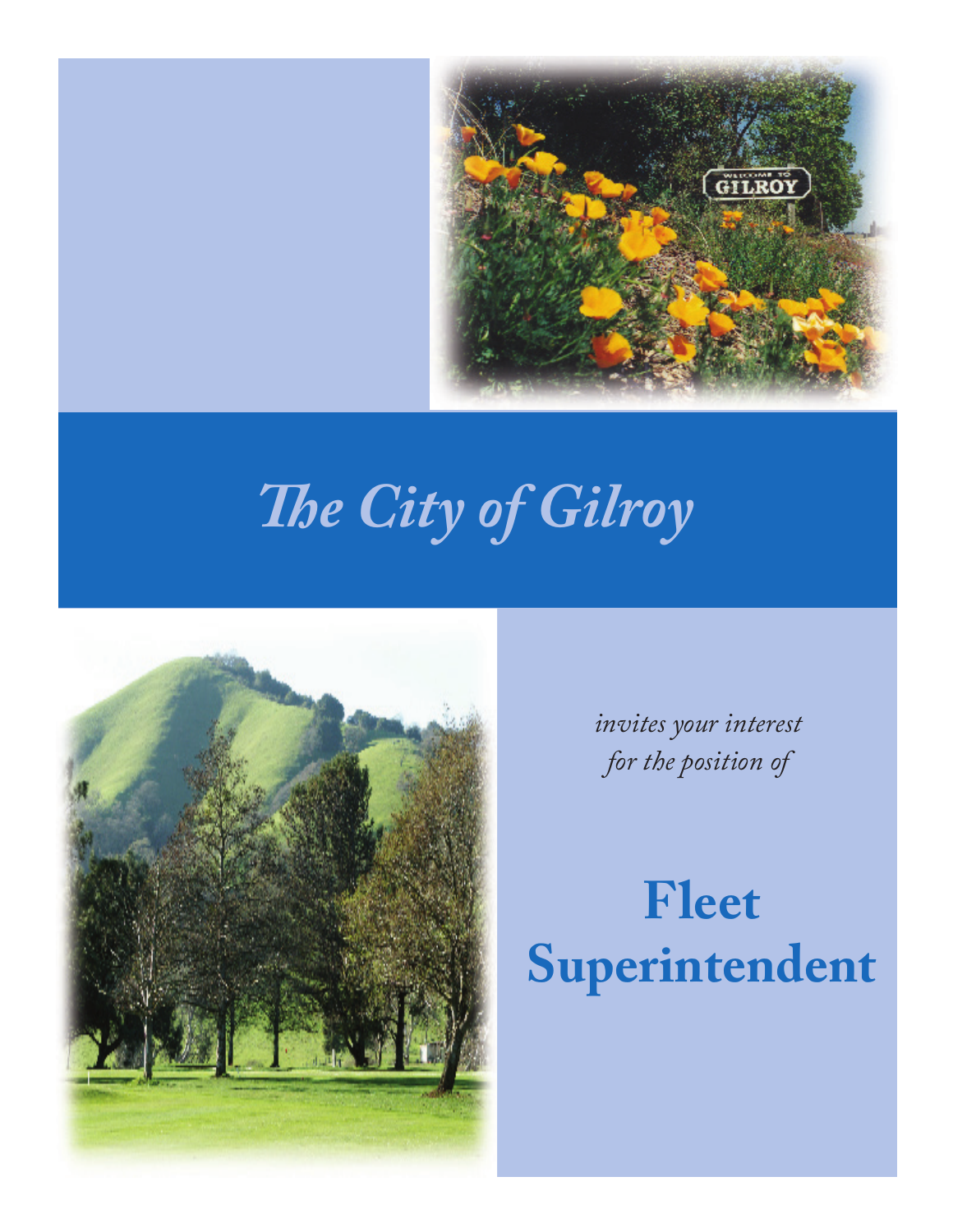# *The City of Gilroy*

*invites your interest for the position of*

# **Fleet Superintendent**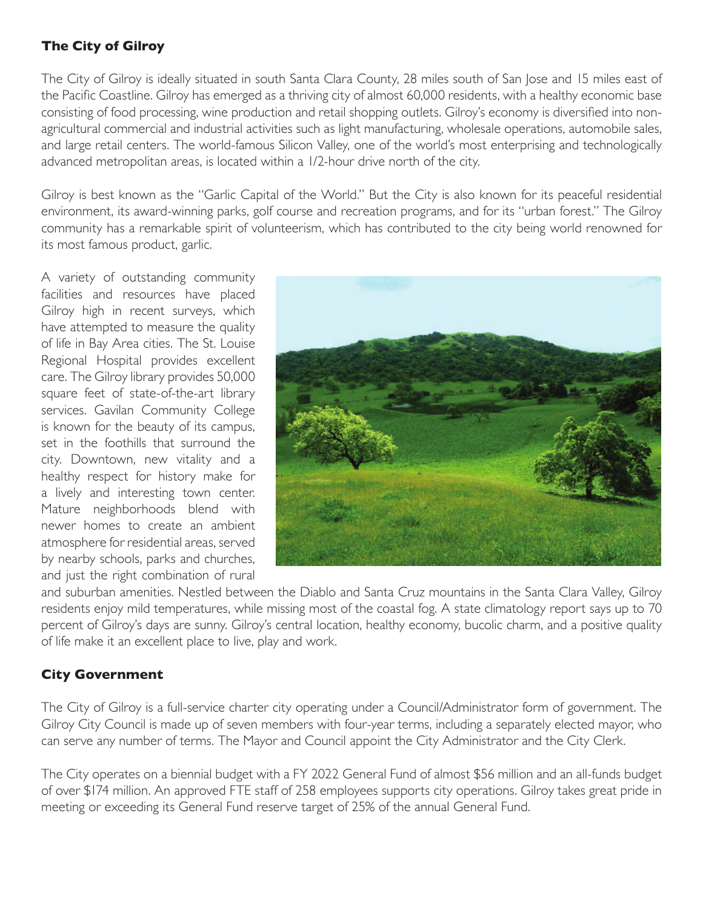## The City of Gilroy

The City of Gilroy is ideally situated in south Santa Clara County, 28 miles south of San Jose and 15 miles east of the Pacific Coastline. Gilroy has emerged as a thriving city of almost 60,000 residents, with a healthy economic base consisting of food processing, wine production and retail shopping outlets. Gilroy's economy is diversified into non-agricultural commercial and industrial activities such as light manufacturing, wholesale operations, automobile sales, and large retail centers. The world-famous Silicon Valley, one of the world's most enterprising and technologically advanced metropolitan areas, is located within a 1/2-hour drive north of the city.

Gilroy is best known as the "Garlic Capital of the World." But the City is also known for its peaceful residential environment, its award-winning parks, golf course and recreation programs, and for its "urban forest." The Gilroy community has a remarkable spirit of volunteerism, which has contributed to the city being world renowned for its most famous product, garlic.

A variety of outstanding community facilities and resources have placed Gilroy high in recent surveys, which have attempted to measure the quality of life in Bay Area cities. The St. Louise Regional Hospital provides excellent care. The Gilroy library provides 50,000 square feet of state-of-the-art library services. Gavilan Community College is known for the beauty of its campus, set in the foothills that surround the city. Downtown, new vitality and a healthy respect for history make for a lively and interesting town center. Mature neighborhoods blend with newer homes to create an ambient atmosphere for residential areas, served by nearby schools, parks and churches, and just the right combination of rural and suburban amenities. Nestled between the Diablo and Santa Cruz mountains in the Santa Clara Valley, Gilroy residents enjoy mild temperatures, while missing most of the coastal fog. A state climatology report says up to 70 percent of Gilroy's days are sunny. Gilroy's central location, healthy economy, bucolic charm, and a positive quality of life make it an excellent place to live, play and work.

## City Government

The City of Gilroy is a full-service charter city operating under a Council/Administrator form of government. The Gilroy City Council is made up of seven members with four-year terms, including a separately elected mayor, who can serve any number of terms. The Mayor and Council appoint the City Administrator and the City Clerk.

The City operates on a biennial budget with a FY 2022 General Fund of almost $56 million and an all-funds budget of over $174 million. An approved FTE staff of 258 employees supports city operations. Gilroy takes great pride in meeting or exceeding its General Fund reserve target of 25% of the annual General Fund.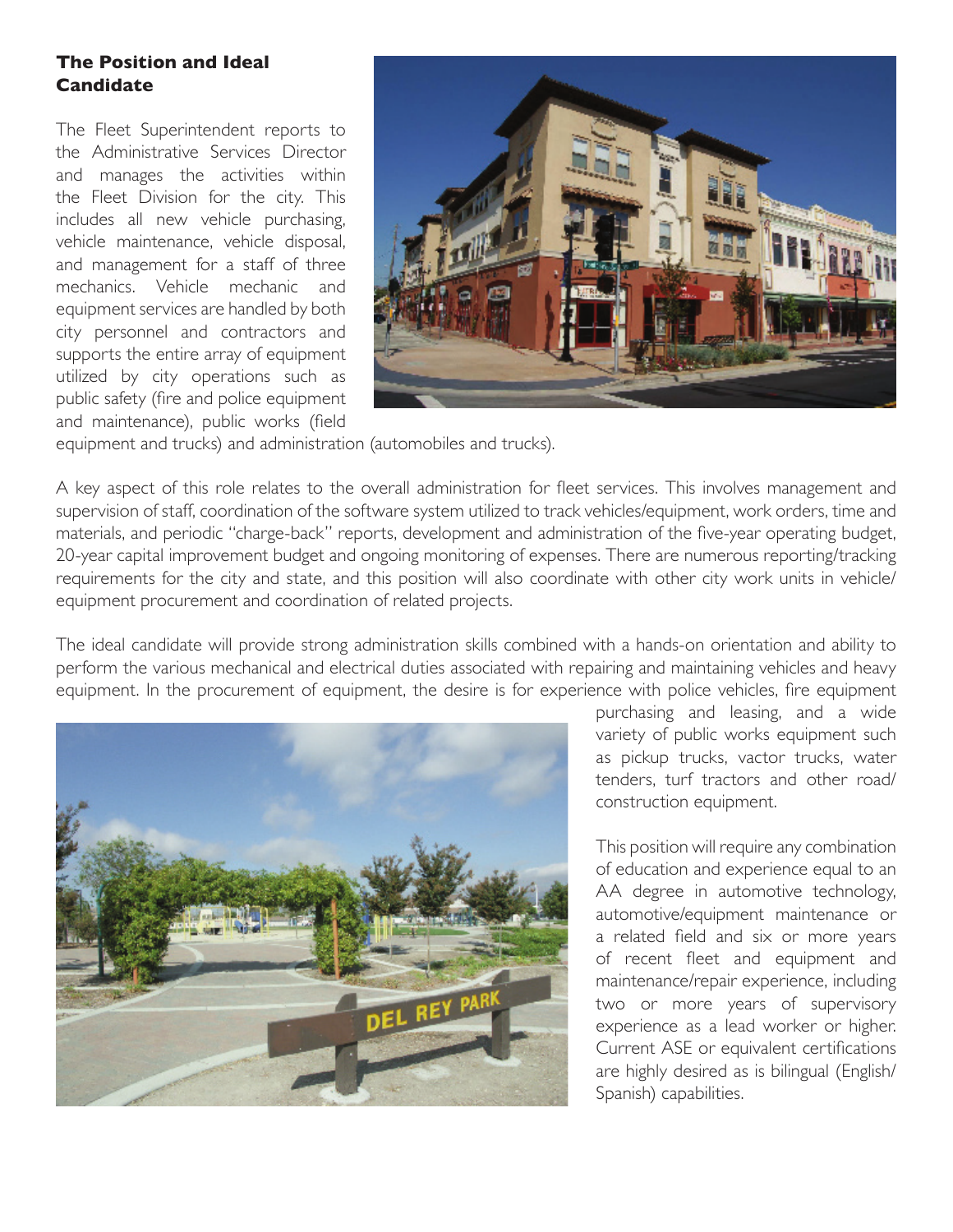## The Position and Ideal Candidate

The Fleet Superintendent reports to the Administrative Services Director and manages the activities within the Fleet Division for the city. This includes all new vehicle purchasing, vehicle maintenance, vehicle disposal, and management for a staff of three mechanics. Vehicle mechanic and equipment services are handled by both city personnel and contractors and supports the entire array of equipment utilized by city operations such as public safety (fire and police equipment and maintenance), public works (field equipment and trucks) and administration (automobiles and trucks).

A key aspect of this role relates to the overall administration for fleet services. This involves management and supervision of staff, coordination of the software system utilized to track vehicles/equipment, work orders, time and materials, and periodic "charge-back" reports, development and administration of the five-year operating budget, 20-year capital improvement budget and ongoing monitoring of expenses. There are numerous reporting/tracking requirements for the city and state, and this position will also coordinate with other city work units in vehicle/equipment procurement and coordination of related projects.

The ideal candidate will provide strong administration skills combined with a hands-on orientation and ability to perform the various mechanical and electrical duties associated with repairing and maintaining vehicles and heavy equipment. In the procurement of equipment, the desire is for experience with police vehicles, fire equipment purchasing and leasing, and a wide variety of public works equipment such as pickup trucks, vactor trucks, water tenders, turf tractors and other road/construction equipment.

This position will require any combination of education and experience equal to an AA degree in automotive technology, automotive/equipment maintenance or a related field and six or more years of recent fleet and equipment and maintenance/repair experience, including two or more years of supervisory experience as a lead worker or higher. Current ASE or equivalent certifications are highly desired as is bilingual (English/Spanish) capabilities.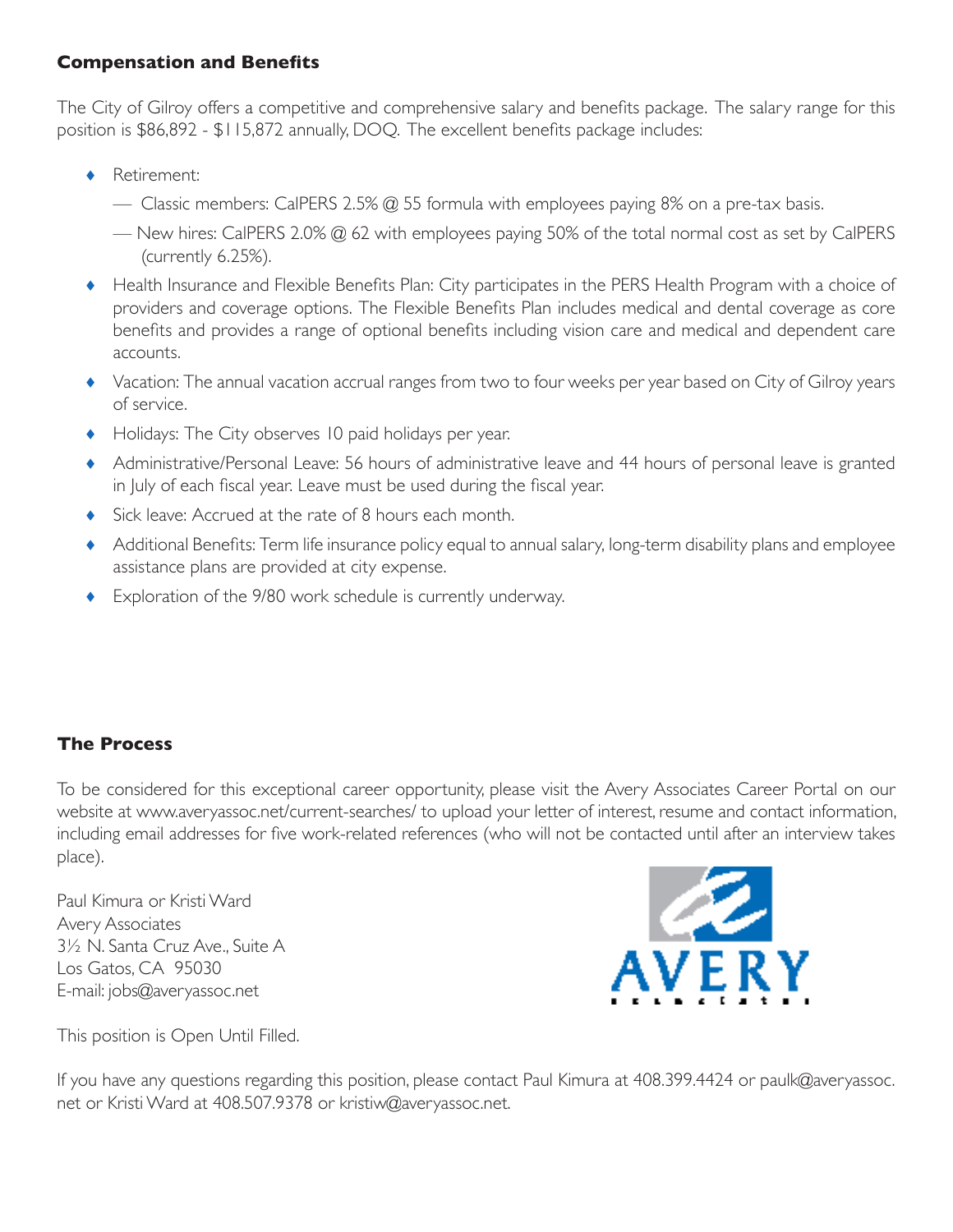## Compensation and Benefits

The City of Gilroy offers a competitive and comprehensive salary and benefits package. The salary range for this position is $86,892 - $115,872 annually, DOQ. The excellent benefits package includes:

- Retirement:
  - — Classic members: CalPERS 2.5% @ 55 formula with employees paying 8% on a pre-tax basis.
  - — New hires: CalPERS 2.0% @ 62 with employees paying 50% of the total normal cost as set by CalPERS (currently 6.25%).
- Health Insurance and Flexible Benefits Plan: City participates in the PERS Health Program with a choice of providers and coverage options. The Flexible Benefits Plan includes medical and dental coverage as core benefits and provides a range of optional benefits including vision care and medical and dependent care accounts.
- Vacation: The annual vacation accrual ranges from two to four weeks per year based on City of Gilroy years of service.
- Holidays: The City observes 10 paid holidays per year.
- Administrative/Personal Leave: 56 hours of administrative leave and 44 hours of personal leave is granted in July of each fiscal year. Leave must be used during the fiscal year.
- Sick leave: Accrued at the rate of 8 hours each month.
- Additional Benefits: Term life insurance policy equal to annual salary, long-term disability plans and employee assistance plans are provided at city expense.
- Exploration of the 9/80 work schedule is currently underway.

## The Process

To be considered for this exceptional career opportunity, please visit the Avery Associates Career Portal on our website at www.averyassoc.net/current-searches/ to upload your letter of interest, resume and contact information, including email addresses for five work-related references (who will not be contacted until after an interview takes place).

Paul Kimura or Kristi Ward
Avery Associates
3½ N. Santa Cruz Ave., Suite A
Los Gatos, CA 95030
E-mail: jobs@averyassoc.net

This position is Open Until Filled.

If you have any questions regarding this position, please contact Paul Kimura at 408.399.4424 or paulk@averyassoc.net or Kristi Ward at 408.507.9378 or kristiw@averyassoc.net.